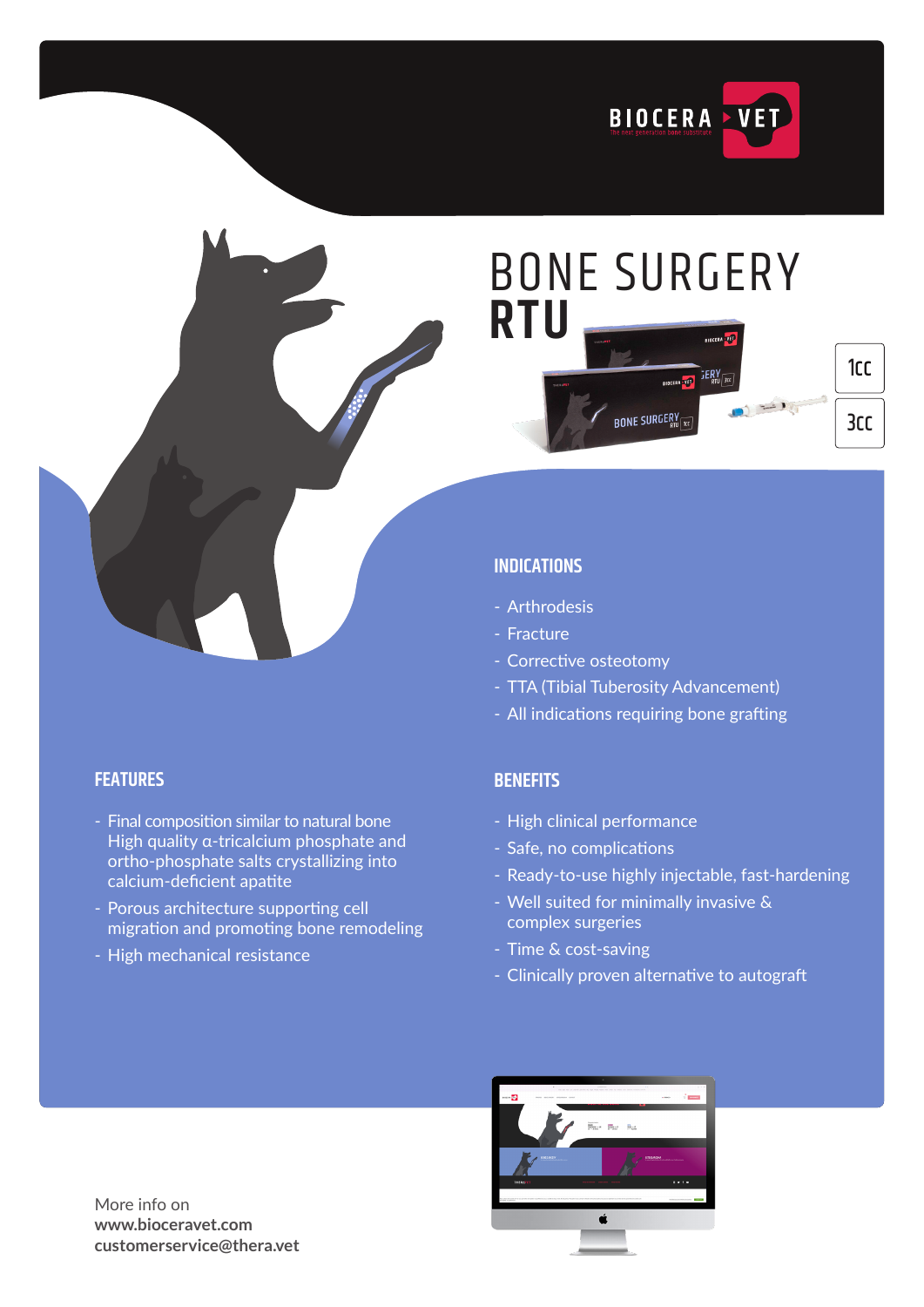BIOCERA ▸ VET

The next generation bone substitute

# BONE SURGERY RTU

1cc

3cc

## INDICATIONS

- Arthrodesis
- Fracture
- Corrective osteotomy
- TTA (Tibial Tuberosity Advancement)
- All indications requiring bone grafting

## FEATURES

- Final composition similar to natural bone High quality α-tricalcium phosphate and ortho-phosphate salts crystallizing into calcium-deficient apatite
- Porous architecture supporting cell migration and promoting bone remodeling
- High mechanical resistance

## BENEFITS

- High clinical performance
- Safe, no complications
- Ready-to-use highly injectable, fast-hardening
- Well suited for minimally invasive & complex surgeries
- Time & cost-saving
- Clinically proven alternative to autograft

More info on
**www.bioceravet.com**
**customerservice@thera.vet**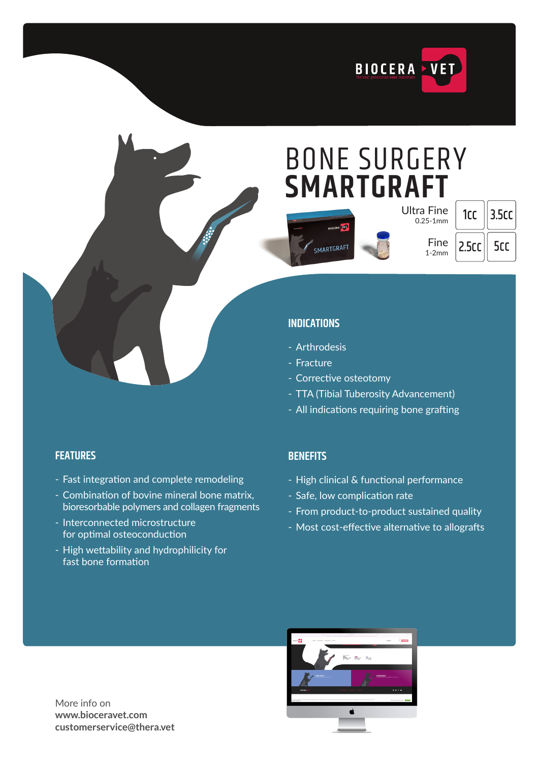BIOCERA ▸ VET

The next generation bone substitute

# BONE SURGERY
# SMARTGRAFT

| | | |
|---|---|---|
| Ultra Fine 0.25-1mm | 1cc | 3.5cc |
| Fine 1-2mm | 2.5cc | 5cc |

## INDICATIONS

- Arthrodesis
- Fracture
- Corrective osteotomy
- TTA (Tibial Tuberosity Advancement)
- All indications requiring bone grafting

## FEATURES

- Fast integration and complete remodeling
- Combination of bovine mineral bone matrix, bioresorbable polymers and collagen fragments
- Interconnected microstructure for optimal osteoconduction
- High wettability and hydrophilicity for fast bone formation

## BENEFITS

- High clinical & functional performance
- Safe, low complication rate
- From product-to-product sustained quality
- Most cost-effective alternative to allografts

More info on
**www.bioceravet.com**
**customerservice@thera.vet**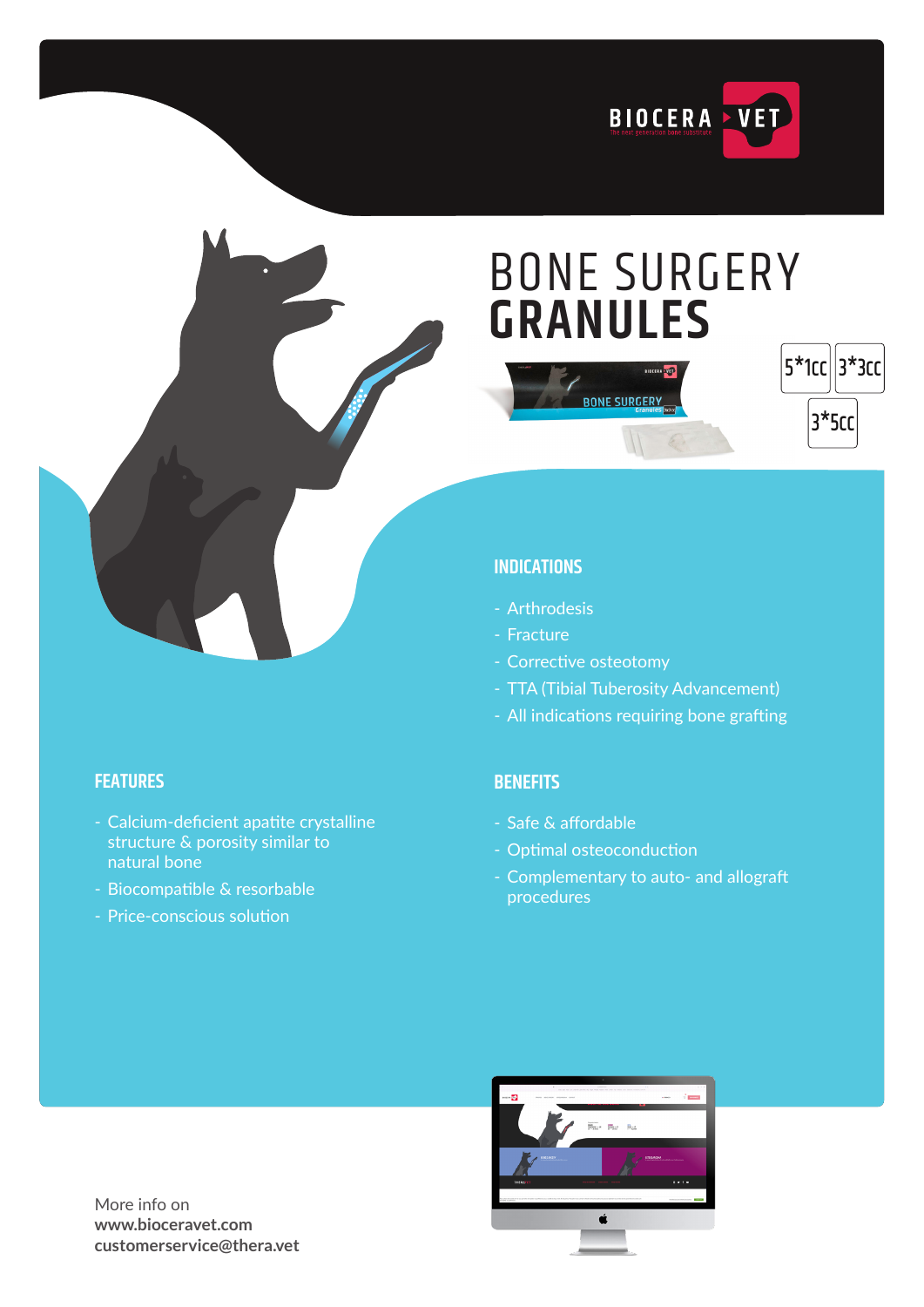BIOCERA ▸ VET

The next generation bone substitute

# BONE SURGERY **GRANULES**

5*1cc | 3*3cc | 3*5cc

## INDICATIONS

- Arthrodesis
- Fracture
- Corrective osteotomy
- TTA (Tibial Tuberosity Advancement)
- All indications requiring bone grafting

## FEATURES

- Calcium-deficient apatite crystalline structure & porosity similar to natural bone
- Biocompatible & resorbable
- Price-conscious solution

## BENEFITS

- Safe & affordable
- Optimal osteoconduction
- Complementary to auto- and allograft procedures

More info on
**www.bioceravet.com**
**customerservice@thera.vet**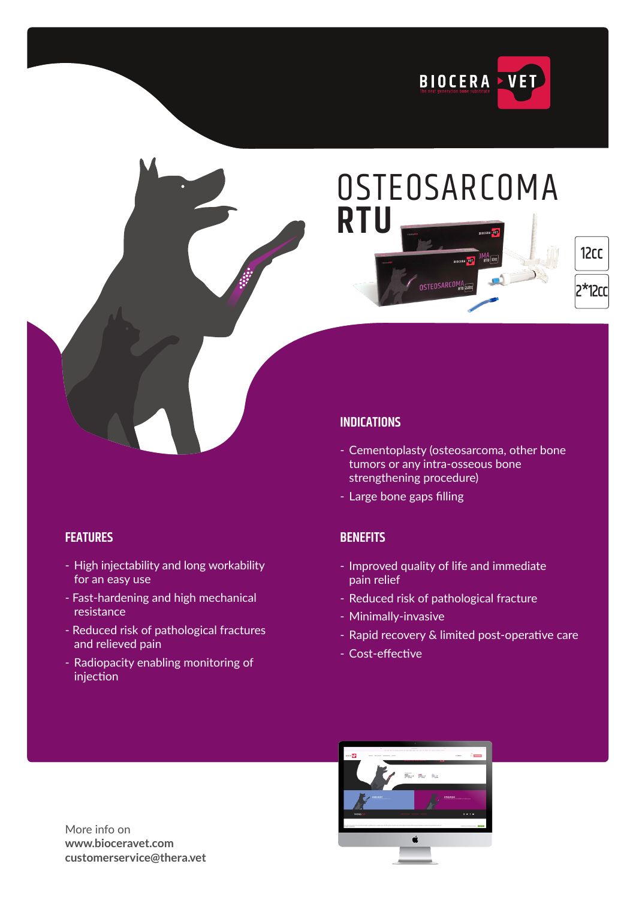BIOCERA VET
The next generation bone substitute

# OSTEOSARCOMA **RTU**

12cc

2*12cc

## INDICATIONS

- Cementoplasty (osteosarcoma, other bone tumors or any intra-osseous bone strengthening procedure)
- Large bone gaps filling

## FEATURES

- High injectability and long workability for an easy use
- Fast-hardening and high mechanical resistance
- Reduced risk of pathological fractures and relieved pain
- Radiopacity enabling monitoring of injection

## BENEFITS

- Improved quality of life and immediate pain relief
- Reduced risk of pathological fracture
- Minimally-invasive
- Rapid recovery & limited post-operative care
- Cost-effective

More info on
**www.bioceravet.com**
**customerservice@thera.vet**